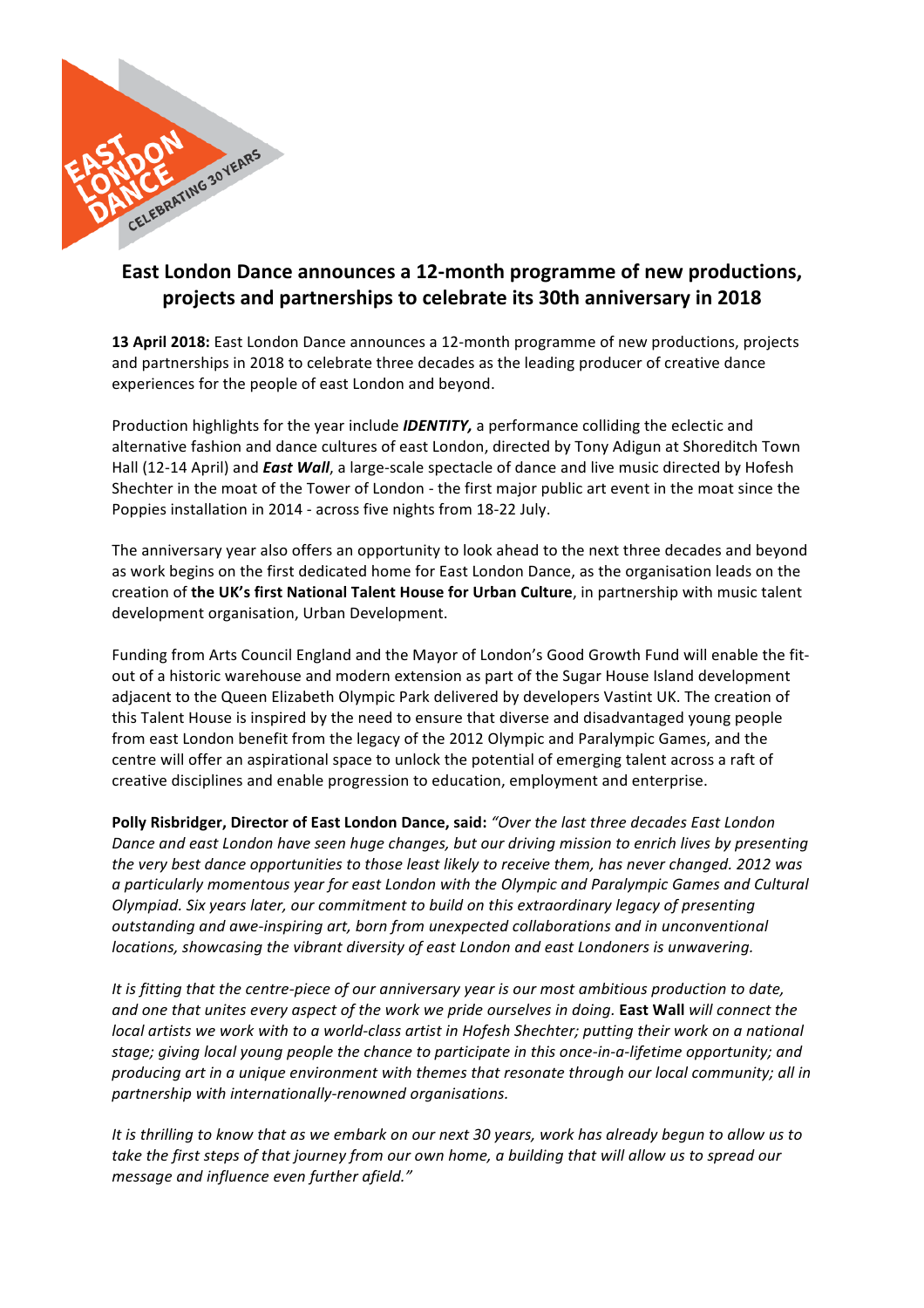# East London Dance announces a 12-month programme of new productions, projects and partnerships to celebrate its 30th anniversary in 2018

**13 April 2018:** East London Dance announces a 12-month programme of new productions, projects and partnerships in 2018 to celebrate three decades as the leading producer of creative dance experiences for the people of east London and beyond.

Production highlights for the year include ***IDENTITY,*** a performance colliding the eclectic and alternative fashion and dance cultures of east London, directed by Tony Adigun at Shoreditch Town Hall (12-14 April) and ***East Wall***, a large-scale spectacle of dance and live music directed by Hofesh Shechter in the moat of the Tower of London - the first major public art event in the moat since the Poppies installation in 2014 - across five nights from 18-22 July.

The anniversary year also offers an opportunity to look ahead to the next three decades and beyond as work begins on the first dedicated home for East London Dance, as the organisation leads on the creation of **the UK's first National Talent House for Urban Culture**, in partnership with music talent development organisation, Urban Development.

Funding from Arts Council England and the Mayor of London's Good Growth Fund will enable the fit-out of a historic warehouse and modern extension as part of the Sugar House Island development adjacent to the Queen Elizabeth Olympic Park delivered by developers Vastint UK. The creation of this Talent House is inspired by the need to ensure that diverse and disadvantaged young people from east London benefit from the legacy of the 2012 Olympic and Paralympic Games, and the centre will offer an aspirational space to unlock the potential of emerging talent across a raft of creative disciplines and enable progression to education, employment and enterprise.

**Polly Risbridger, Director of East London Dance, said:** *"Over the last three decades East London Dance and east London have seen huge changes, but our driving mission to enrich lives by presenting the very best dance opportunities to those least likely to receive them, has never changed. 2012 was a particularly momentous year for east London with the Olympic and Paralympic Games and Cultural Olympiad. Six years later, our commitment to build on this extraordinary legacy of presenting outstanding and awe-inspiring art, born from unexpected collaborations and in unconventional locations, showcasing the vibrant diversity of east London and east Londoners is unwavering.*

*It is fitting that the centre-piece of our anniversary year is our most ambitious production to date, and one that unites every aspect of the work we pride ourselves in doing.* **East Wall** *will connect the local artists we work with to a world-class artist in Hofesh Shechter; putting their work on a national stage; giving local young people the chance to participate in this once-in-a-lifetime opportunity; and producing art in a unique environment with themes that resonate through our local community; all in partnership with internationally-renowned organisations.*

*It is thrilling to know that as we embark on our next 30 years, work has already begun to allow us to take the first steps of that journey from our own home, a building that will allow us to spread our message and influence even further afield."*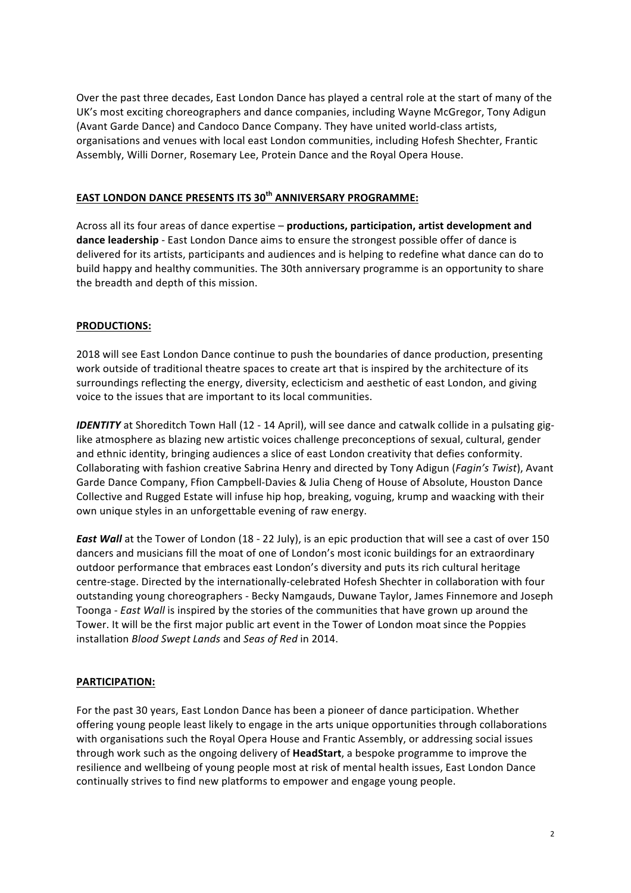Over the past three decades, East London Dance has played a central role at the start of many of the UK's most exciting choreographers and dance companies, including Wayne McGregor, Tony Adigun (Avant Garde Dance) and Candoco Dance Company. They have united world-class artists, organisations and venues with local east London communities, including Hofesh Shechter, Frantic Assembly, Willi Dorner, Rosemary Lee, Protein Dance and the Royal Opera House.

## EAST LONDON DANCE PRESENTS ITS 30th ANNIVERSARY PROGRAMME:

Across all its four areas of dance expertise – **productions, participation, artist development and dance leadership** - East London Dance aims to ensure the strongest possible offer of dance is delivered for its artists, participants and audiences and is helping to redefine what dance can do to build happy and healthy communities. The 30th anniversary programme is an opportunity to share the breadth and depth of this mission.

## PRODUCTIONS:

2018 will see East London Dance continue to push the boundaries of dance production, presenting work outside of traditional theatre spaces to create art that is inspired by the architecture of its surroundings reflecting the energy, diversity, eclecticism and aesthetic of east London, and giving voice to the issues that are important to its local communities.

***IDENTITY*** at Shoreditch Town Hall (12 - 14 April), will see dance and catwalk collide in a pulsating gig-like atmosphere as blazing new artistic voices challenge preconceptions of sexual, cultural, gender and ethnic identity, bringing audiences a slice of east London creativity that defies conformity. Collaborating with fashion creative Sabrina Henry and directed by Tony Adigun (*Fagin's Twist*), Avant Garde Dance Company, Ffion Campbell-Davies & Julia Cheng of House of Absolute, Houston Dance Collective and Rugged Estate will infuse hip hop, breaking, voguing, krump and waacking with their own unique styles in an unforgettable evening of raw energy.

***East Wall*** at the Tower of London (18 - 22 July), is an epic production that will see a cast of over 150 dancers and musicians fill the moat of one of London's most iconic buildings for an extraordinary outdoor performance that embraces east London's diversity and puts its rich cultural heritage centre-stage. Directed by the internationally-celebrated Hofesh Shechter in collaboration with four outstanding young choreographers - Becky Namgauds, Duwane Taylor, James Finnemore and Joseph Toonga - *East Wall* is inspired by the stories of the communities that have grown up around the Tower. It will be the first major public art event in the Tower of London moat since the Poppies installation *Blood Swept Lands* and *Seas of Red* in 2014.

## PARTICIPATION:

For the past 30 years, East London Dance has been a pioneer of dance participation. Whether offering young people least likely to engage in the arts unique opportunities through collaborations with organisations such the Royal Opera House and Frantic Assembly, or addressing social issues through work such as the ongoing delivery of **HeadStart**, a bespoke programme to improve the resilience and wellbeing of young people most at risk of mental health issues, East London Dance continually strives to find new platforms to empower and engage young people.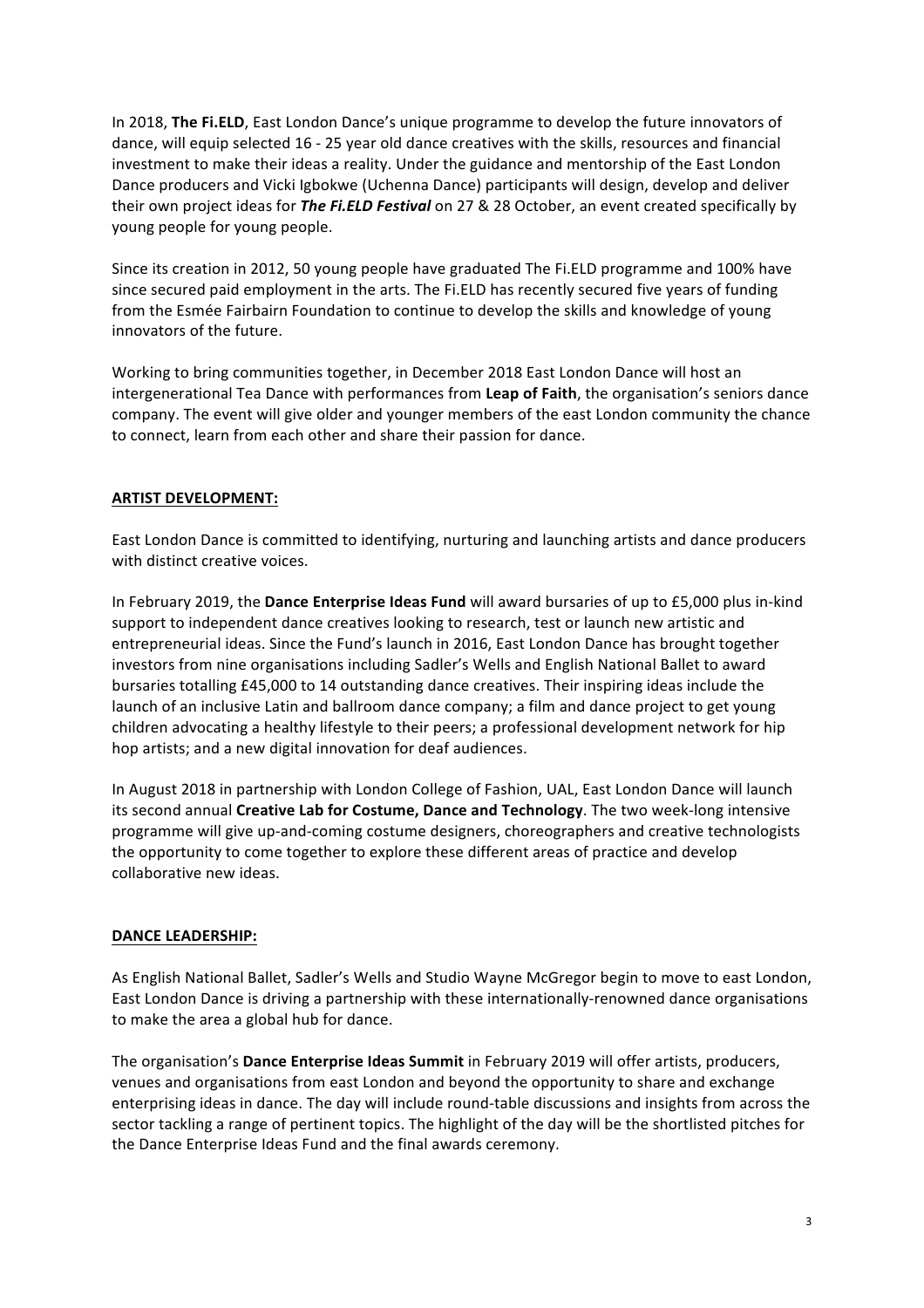In 2018, **The Fi.ELD**, East London Dance's unique programme to develop the future innovators of dance, will equip selected 16 - 25 year old dance creatives with the skills, resources and financial investment to make their ideas a reality. Under the guidance and mentorship of the East London Dance producers and Vicki Igbokwe (Uchenna Dance) participants will design, develop and deliver their own project ideas for ***The Fi.ELD Festival*** on 27 & 28 October, an event created specifically by young people for young people.

Since its creation in 2012, 50 young people have graduated The Fi.ELD programme and 100% have since secured paid employment in the arts. The Fi.ELD has recently secured five years of funding from the Esmée Fairbairn Foundation to continue to develop the skills and knowledge of young innovators of the future.

Working to bring communities together, in December 2018 East London Dance will host an intergenerational Tea Dance with performances from **Leap of Faith**, the organisation's seniors dance company. The event will give older and younger members of the east London community the chance to connect, learn from each other and share their passion for dance.

**ARTIST DEVELOPMENT:**

East London Dance is committed to identifying, nurturing and launching artists and dance producers with distinct creative voices.

In February 2019, the **Dance Enterprise Ideas Fund** will award bursaries of up to £5,000 plus in-kind support to independent dance creatives looking to research, test or launch new artistic and entrepreneurial ideas. Since the Fund's launch in 2016, East London Dance has brought together investors from nine organisations including Sadler's Wells and English National Ballet to award bursaries totalling £45,000 to 14 outstanding dance creatives. Their inspiring ideas include the launch of an inclusive Latin and ballroom dance company; a film and dance project to get young children advocating a healthy lifestyle to their peers; a professional development network for hip hop artists; and a new digital innovation for deaf audiences.

In August 2018 in partnership with London College of Fashion, UAL, East London Dance will launch its second annual **Creative Lab for Costume, Dance and Technology**. The two week-long intensive programme will give up-and-coming costume designers, choreographers and creative technologists the opportunity to come together to explore these different areas of practice and develop collaborative new ideas.

**DANCE LEADERSHIP:**

As English National Ballet, Sadler's Wells and Studio Wayne McGregor begin to move to east London, East London Dance is driving a partnership with these internationally-renowned dance organisations to make the area a global hub for dance.

The organisation's **Dance Enterprise Ideas Summit** in February 2019 will offer artists, producers, venues and organisations from east London and beyond the opportunity to share and exchange enterprising ideas in dance. The day will include round-table discussions and insights from across the sector tackling a range of pertinent topics. The highlight of the day will be the shortlisted pitches for the Dance Enterprise Ideas Fund and the final awards ceremony.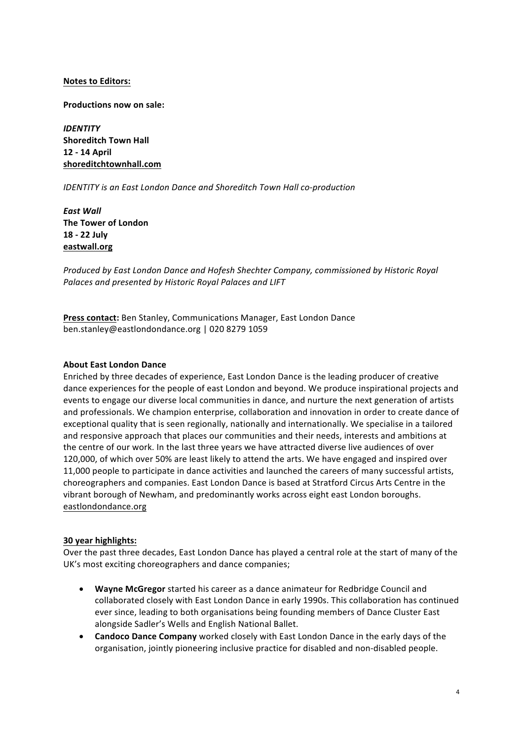**Notes to Editors:**

**Productions now on sale:**

***IDENTITY***
**Shoreditch Town Hall**
**12 - 14 April**
**shoreditchtownhall.com**

*IDENTITY is an East London Dance and Shoreditch Town Hall co-production*

***East Wall***
**The Tower of London**
**18 - 22 July**
**eastwall.org**

*Produced by East London Dance and Hofesh Shechter Company, commissioned by Historic Royal Palaces and presented by Historic Royal Palaces and LIFT*

**Press contact:** Ben Stanley, Communications Manager, East London Dance
ben.stanley@eastlondondance.org | 020 8279 1059

**About East London Dance**

Enriched by three decades of experience, East London Dance is the leading producer of creative dance experiences for the people of east London and beyond. We produce inspirational projects and events to engage our diverse local communities in dance, and nurture the next generation of artists and professionals. We champion enterprise, collaboration and innovation in order to create dance of exceptional quality that is seen regionally, nationally and internationally. We specialise in a tailored and responsive approach that places our communities and their needs, interests and ambitions at the centre of our work. In the last three years we have attracted diverse live audiences of over 120,000, of which over 50% are least likely to attend the arts. We have engaged and inspired over 11,000 people to participate in dance activities and launched the careers of many successful artists, choreographers and companies. East London Dance is based at Stratford Circus Arts Centre in the vibrant borough of Newham, and predominantly works across eight east London boroughs.
eastlondondance.org

**30 year highlights:**

Over the past three decades, East London Dance has played a central role at the start of many of the UK's most exciting choreographers and dance companies;

- **Wayne McGregor** started his career as a dance animateur for Redbridge Council and collaborated closely with East London Dance in early 1990s. This collaboration has continued ever since, leading to both organisations being founding members of Dance Cluster East alongside Sadler's Wells and English National Ballet.
- **Candoco Dance Company** worked closely with East London Dance in the early days of the organisation, jointly pioneering inclusive practice for disabled and non-disabled people.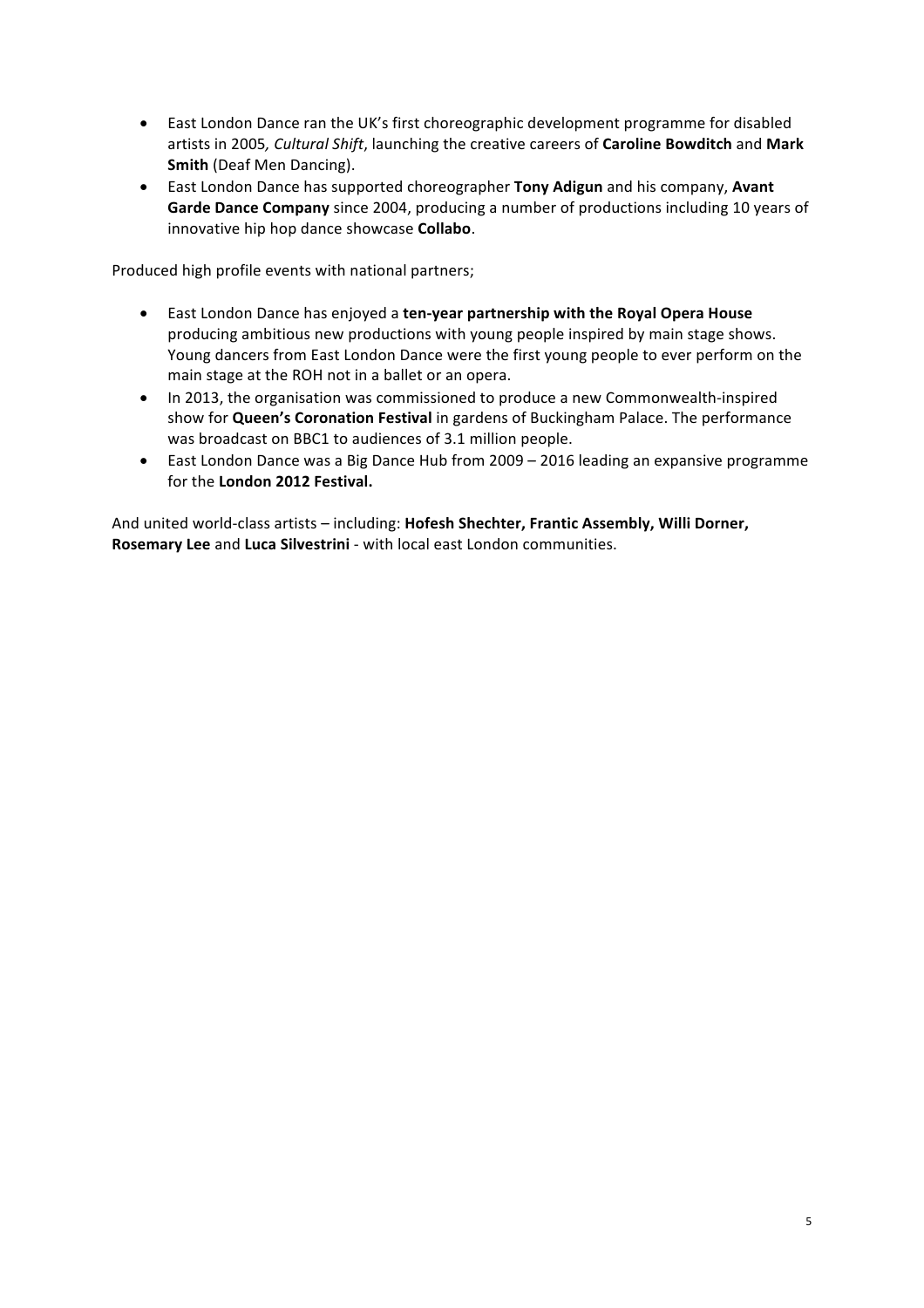- East London Dance ran the UK's first choreographic development programme for disabled artists in 2005*, Cultural Shift*, launching the creative careers of **Caroline Bowditch** and **Mark Smith** (Deaf Men Dancing).
- East London Dance has supported choreographer **Tony Adigun** and his company, **Avant Garde Dance Company** since 2004, producing a number of productions including 10 years of innovative hip hop dance showcase **Collabo**.

Produced high profile events with national partners;

- East London Dance has enjoyed a **ten-year partnership with the Royal Opera House** producing ambitious new productions with young people inspired by main stage shows. Young dancers from East London Dance were the first young people to ever perform on the main stage at the ROH not in a ballet or an opera.
- In 2013, the organisation was commissioned to produce a new Commonwealth-inspired show for **Queen's Coronation Festival** in gardens of Buckingham Palace. The performance was broadcast on BBC1 to audiences of 3.1 million people.
- East London Dance was a Big Dance Hub from 2009 – 2016 leading an expansive programme for the **London 2012 Festival.**

And united world-class artists – including: **Hofesh Shechter, Frantic Assembly, Willi Dorner, Rosemary Lee** and **Luca Silvestrini** - with local east London communities.